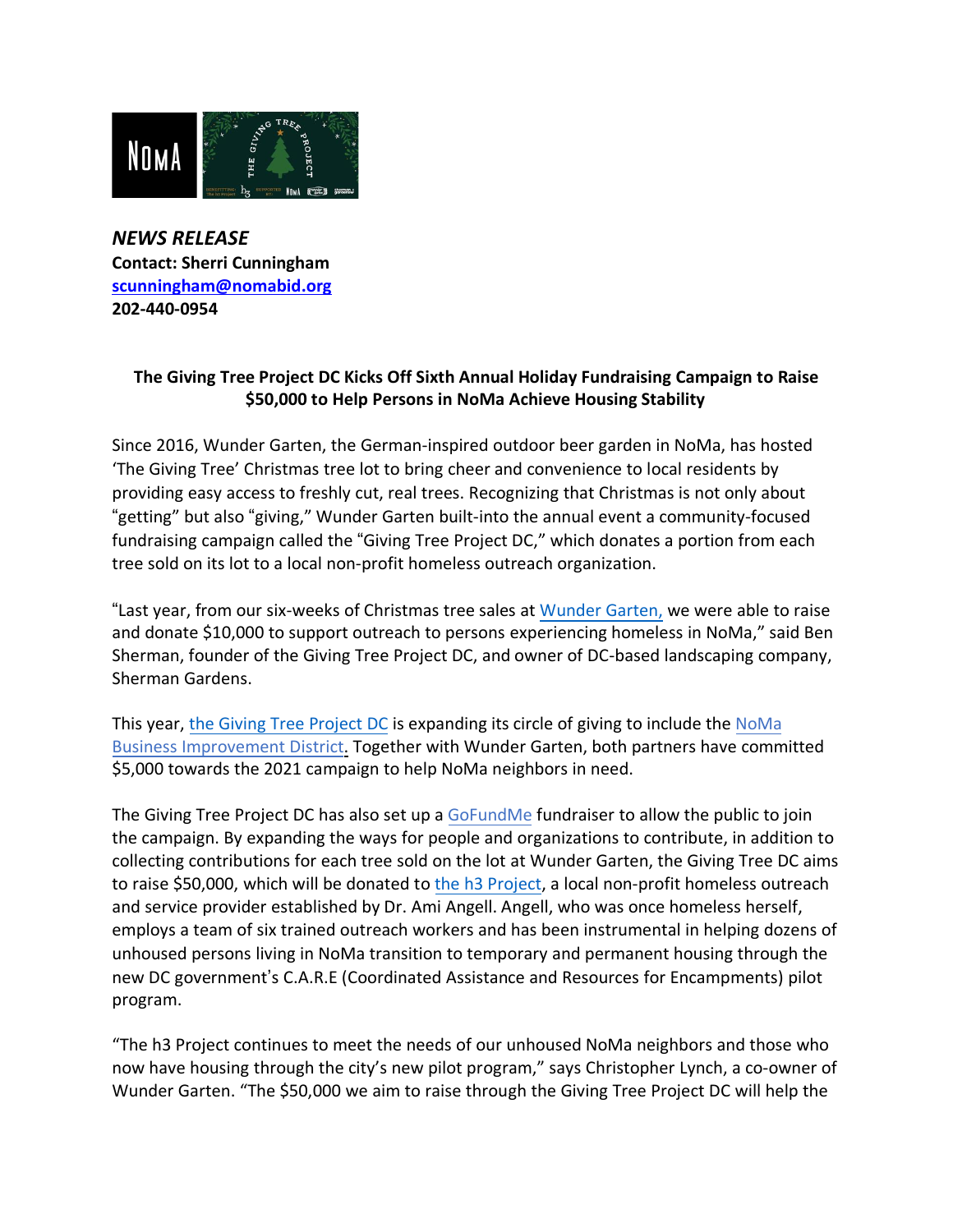*NEWS RELEASE*
**Contact: Sherri Cunningham**
**scunningham@nomabid.org**
**202-440-0954**

**The Giving Tree Project DC Kicks Off Sixth Annual Holiday Fundraising Campaign to Raise $50,000 to Help Persons in NoMa Achieve Housing Stability**

Since 2016, Wunder Garten, the German-inspired outdoor beer garden in NoMa, has hosted 'The Giving Tree' Christmas tree lot to bring cheer and convenience to local residents by providing easy access to freshly cut, real trees. Recognizing that Christmas is not only about "getting" but also "giving," Wunder Garten built-into the annual event a community-focused fundraising campaign called the "Giving Tree Project DC," which donates a portion from each tree sold on its lot to a local non-profit homeless outreach organization.

"Last year, from our six-weeks of Christmas tree sales at Wunder Garten, we were able to raise and donate $10,000 to support outreach to persons experiencing homeless in NoMa," said Ben Sherman, founder of the Giving Tree Project DC, and owner of DC-based landscaping company, Sherman Gardens.

This year, the Giving Tree Project DC is expanding its circle of giving to include the NoMa Business Improvement District. Together with Wunder Garten, both partners have committed $5,000 towards the 2021 campaign to help NoMa neighbors in need.

The Giving Tree Project DC has also set up a GoFundMe fundraiser to allow the public to join the campaign. By expanding the ways for people and organizations to contribute, in addition to collecting contributions for each tree sold on the lot at Wunder Garten, the Giving Tree DC aims to raise $50,000, which will be donated to the h3 Project, a local non-profit homeless outreach and service provider established by Dr. Ami Angell. Angell, who was once homeless herself, employs a team of six trained outreach workers and has been instrumental in helping dozens of unhoused persons living in NoMa transition to temporary and permanent housing through the new DC government's C.A.R.E (Coordinated Assistance and Resources for Encampments) pilot program.

"The h3 Project continues to meet the needs of our unhoused NoMa neighbors and those who now have housing through the city's new pilot program," says Christopher Lynch, a co-owner of Wunder Garten. "The $50,000 we aim to raise through the Giving Tree Project DC will help the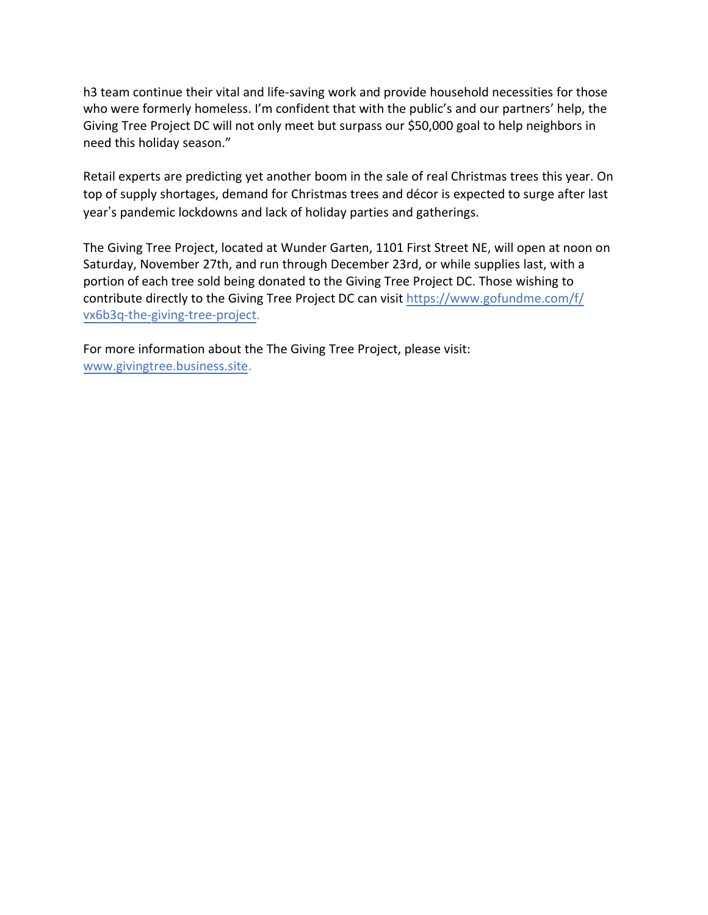h3 team continue their vital and life-saving work and provide household necessities for those who were formerly homeless. I'm confident that with the public's and our partners' help, the Giving Tree Project DC will not only meet but surpass our $50,000 goal to help neighbors in need this holiday season."

Retail experts are predicting yet another boom in the sale of real Christmas trees this year. On top of supply shortages, demand for Christmas trees and décor is expected to surge after last year's pandemic lockdowns and lack of holiday parties and gatherings.

The Giving Tree Project, located at Wunder Garten, 1101 First Street NE, will open at noon on Saturday, November 27th, and run through December 23rd, or while supplies last, with a portion of each tree sold being donated to the Giving Tree Project DC. Those wishing to contribute directly to the Giving Tree Project DC can visit https://www.gofundme.com/f/vx6b3q-the-giving-tree-project.

For more information about the The Giving Tree Project, please visit: www.givingtree.business.site.